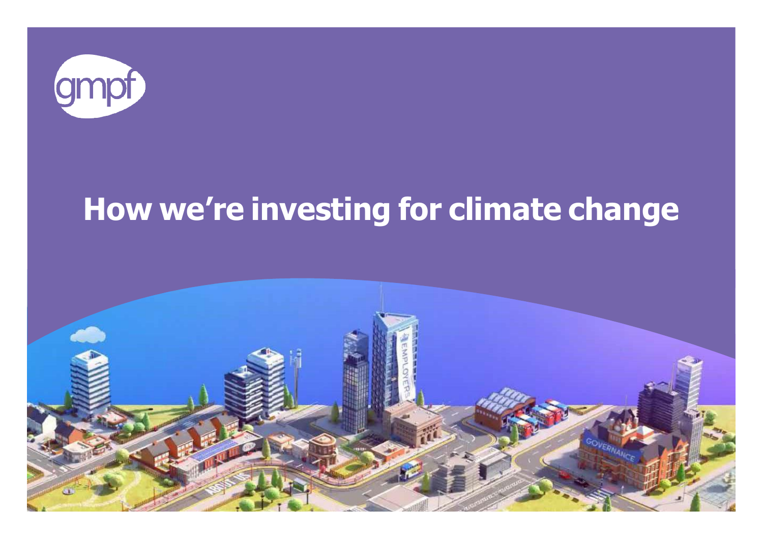gmpf

# How we're investing for climate change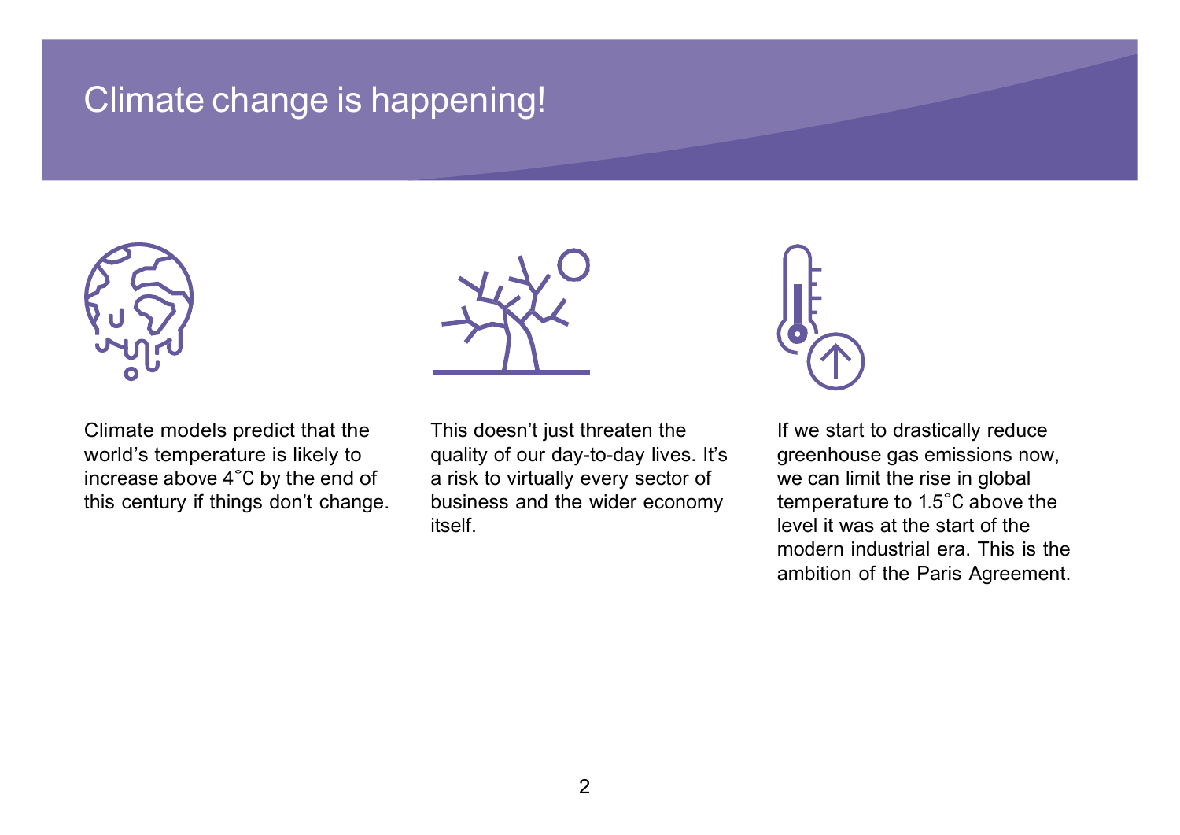# Climate change is happening!

Climate models predict that the world's temperature is likely to increase above 4˚C by the end of this century if things don't change.

This doesn't just threaten the quality of our day-to-day lives. It's a risk to virtually every sector of business and the wider economy itself.

If we start to drastically reduce greenhouse gas emissions now, we can limit the rise in global temperature to 1.5˚C above the level it was at the start of the modern industrial era. This is the ambition of the Paris Agreement.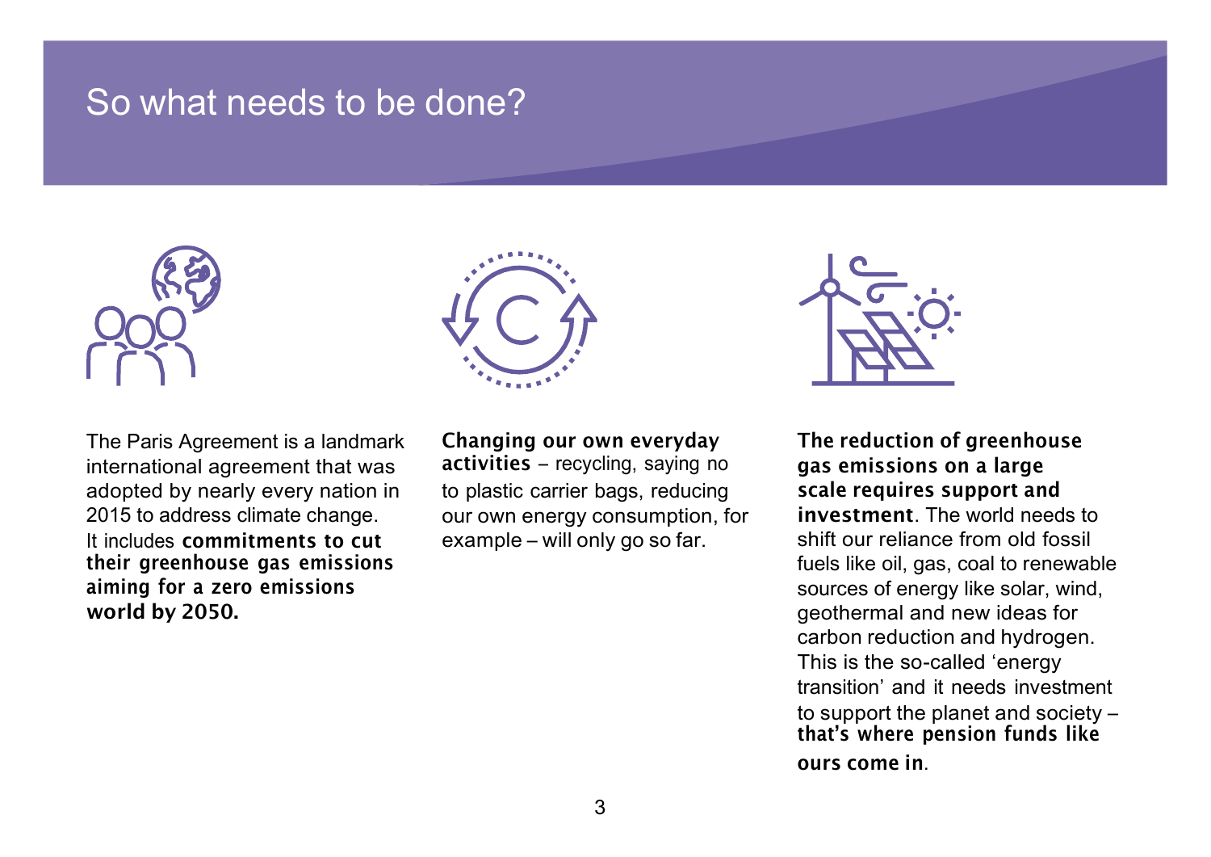# So what needs to be done?

The Paris Agreement is a landmark international agreement that was adopted by nearly every nation in 2015 to address climate change. It includes **commitments to cut their greenhouse gas emissions aiming for a zero emissions world by 2050.**

**Changing our own everyday activities** – recycling, saying no to plastic carrier bags, reducing our own energy consumption, for example – will only go so far.

**The reduction of greenhouse gas emissions on a large scale requires support and investment**. The world needs to shift our reliance from old fossil fuels like oil, gas, coal to renewable sources of energy like solar, wind, geothermal and new ideas for carbon reduction and hydrogen. This is the so-called 'energy transition' and it needs investment to support the planet and society – **that's where pension funds like ours come in**.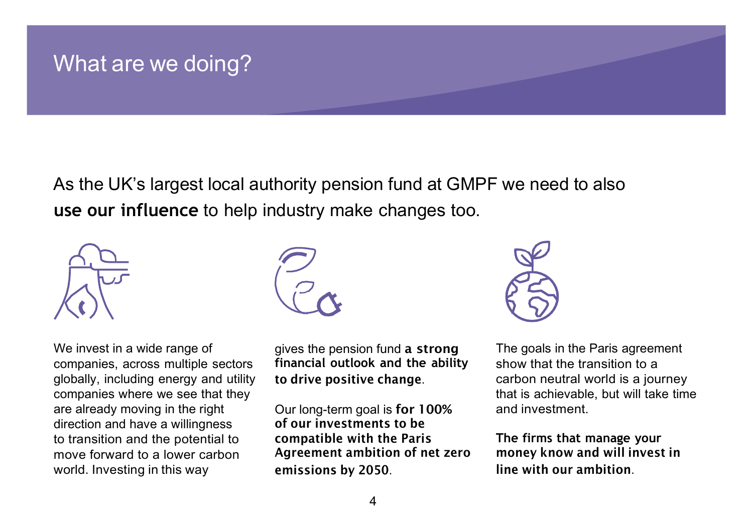# What are we doing?

As the UK's largest local authority pension fund at GMPF we need to also **use our influence** to help industry make changes too.

We invest in a wide range of companies, across multiple sectors globally, including energy and utility companies where we see that they are already moving in the right direction and have a willingness to transition and the potential to move forward to a lower carbon world. Investing in this way gives the pension fund **a strong financial outlook and the ability to drive positive change**.

Our long-term goal is **for 100% of our investments to be compatible with the Paris Agreement ambition of net zero emissions by 2050**.

The goals in the Paris agreement show that the transition to a carbon neutral world is a journey that is achievable, but will take time and investment.

**The firms that manage your money know and will invest in line with our ambition**.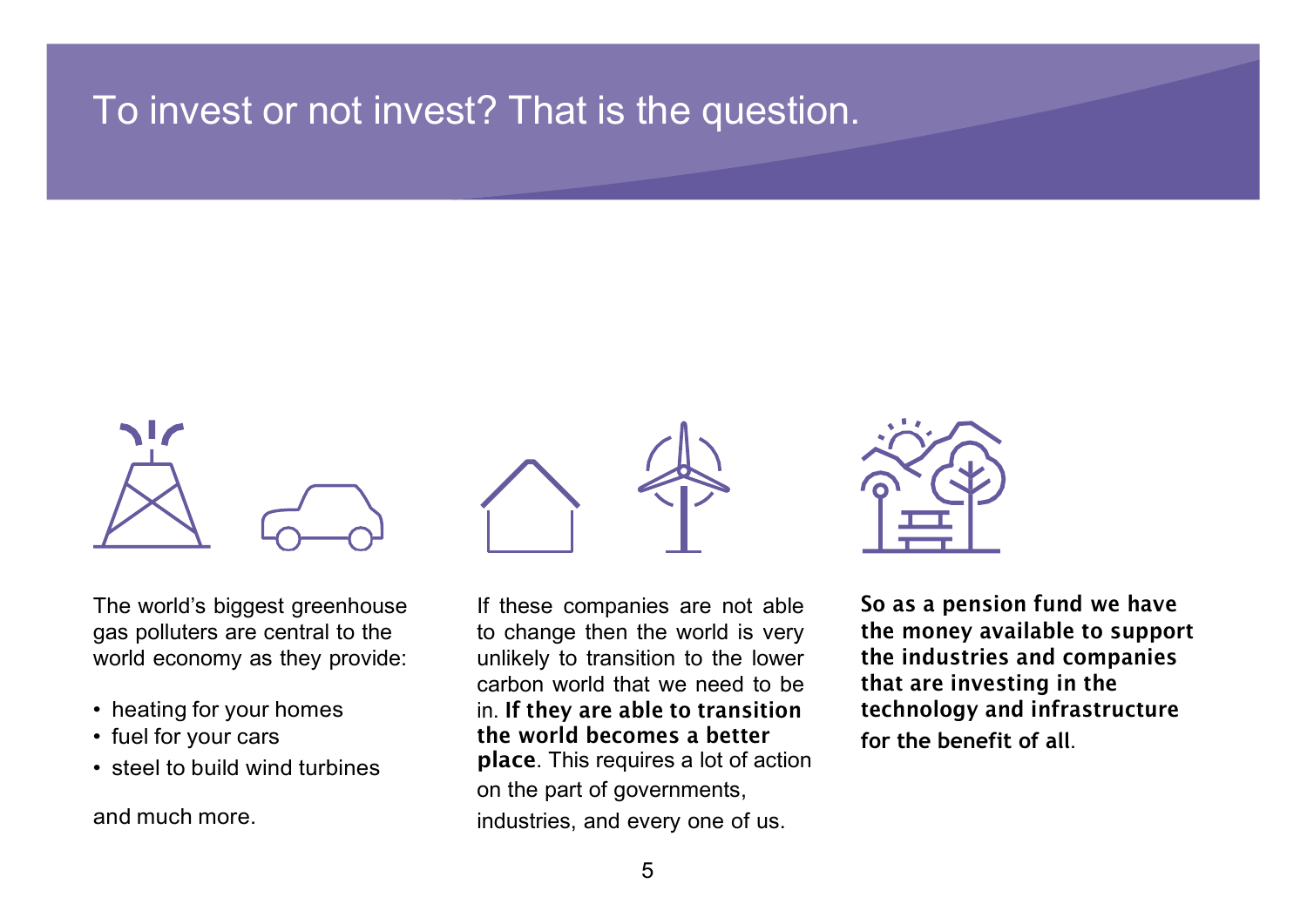# To invest or not invest? That is the question.

The world's biggest greenhouse gas polluters are central to the world economy as they provide:

- heating for your homes
- fuel for your cars
- steel to build wind turbines

and much more.

If these companies are not able to change then the world is very unlikely to transition to the lower carbon world that we need to be in. **If they are able to transition the world becomes a better place**. This requires a lot of action on the part of governments, industries, and every one of us.

**So as a pension fund we have the money available to support the industries and companies that are investing in the technology and infrastructure for the benefit of all**.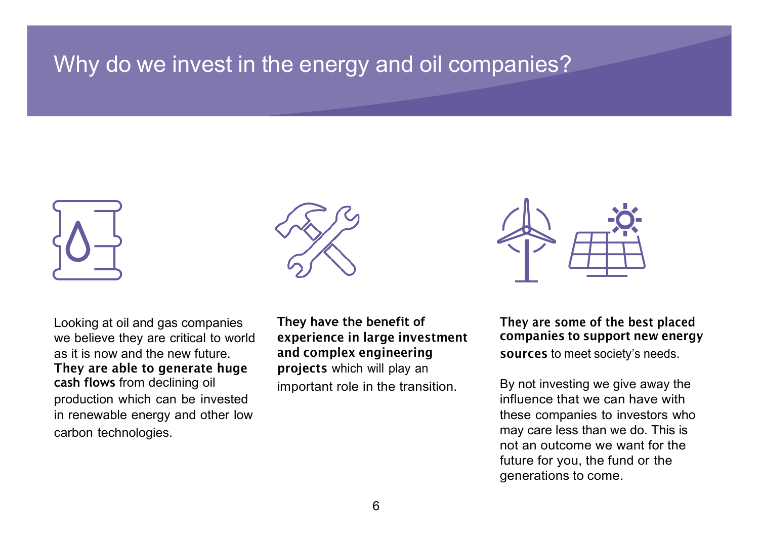# Why do we invest in the energy and oil companies?

Looking at oil and gas companies we believe they are critical to world as it is now and the new future. **They are able to generate huge cash flows** from declining oil production which can be invested in renewable energy and other low carbon technologies.

**They have the benefit of experience in large investment and complex engineering projects** which will play an important role in the transition.

**They are some of the best placed companies to support new energy sources** to meet society's needs.

By not investing we give away the influence that we can have with these companies to investors who may care less than we do. This is not an outcome we want for the future for you, the fund or the generations to come.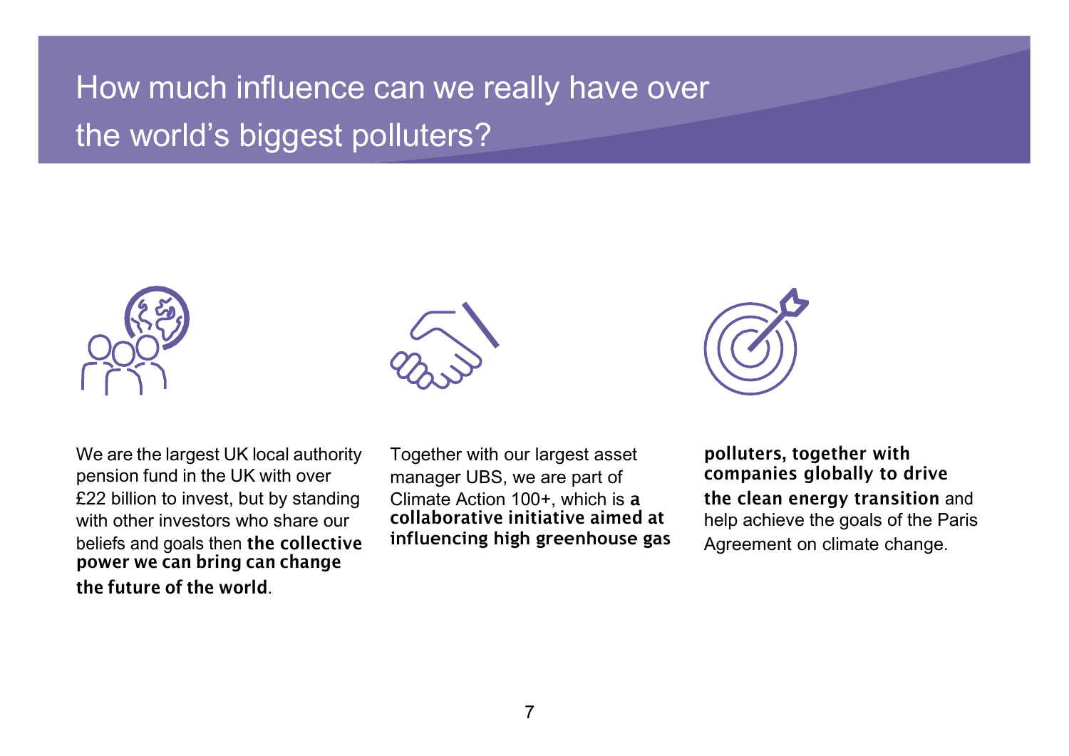# How much influence can we really have over the world's biggest polluters?

We are the largest UK local authority pension fund in the UK with over £22 billion to invest, but by standing with other investors who share our beliefs and goals then **the collective power we can bring can change the future of the world**.

Together with our largest asset manager UBS, we are part of Climate Action 100+, which is **a collaborative initiative aimed at influencing high greenhouse gas polluters, together with companies globally to drive the clean energy transition** and help achieve the goals of the Paris Agreement on climate change.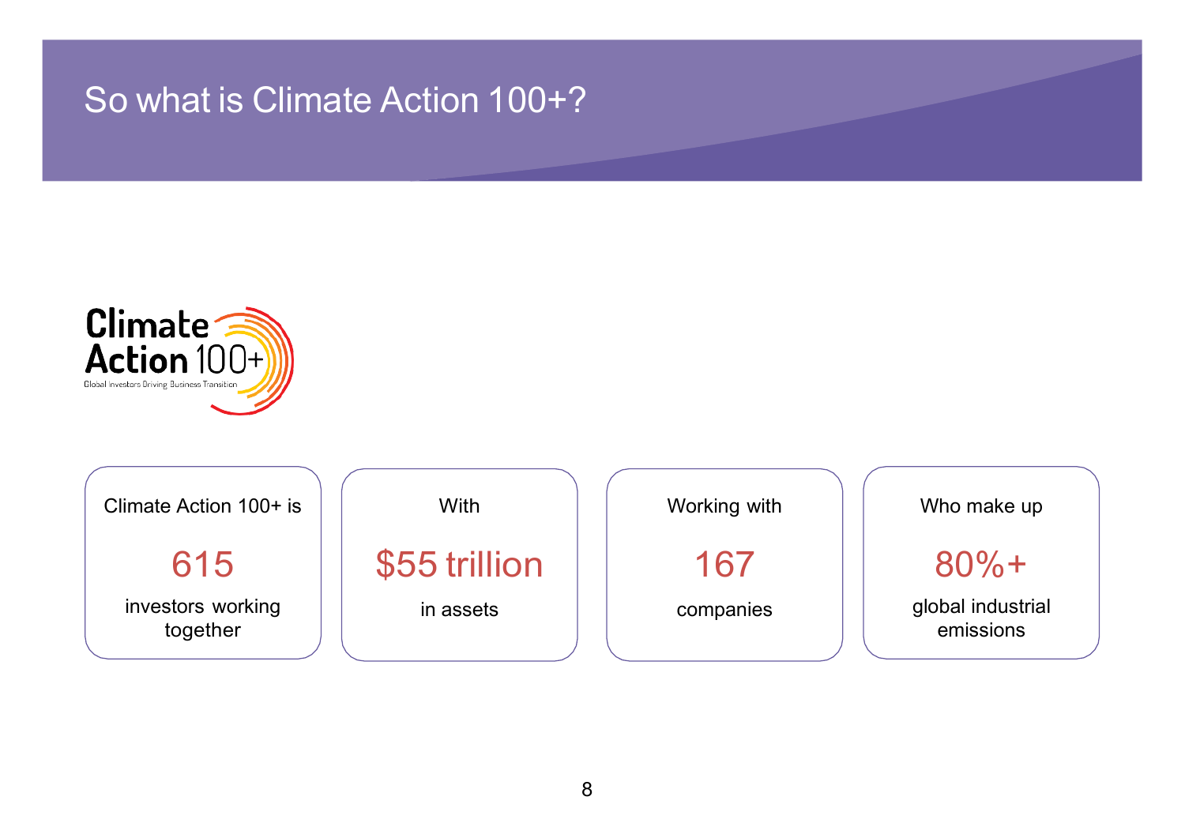# So what is Climate Action 100+?

Climate Action 100+

Global Investors Driving Business Transition

| Climate Action 100+ is | With | Working with | Who make up |
|---|---|---|---|
| 615 | $55 trillion | 167 | 80%+ |
| investors working together | in assets | companies | global industrial emissions |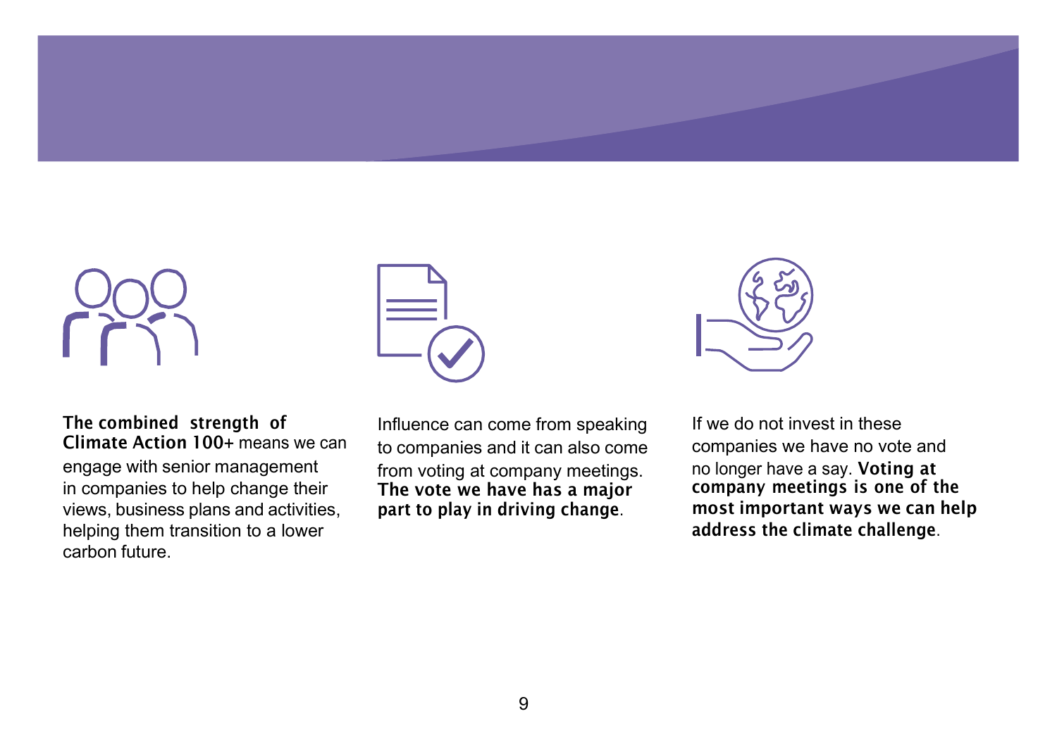**The combined strength of Climate Action 100+** means we can engage with senior management in companies to help change their views, business plans and activities, helping them transition to a lower carbon future.

Influence can come from speaking to companies and it can also come from voting at company meetings. **The vote we have has a major part to play in driving change**.

If we do not invest in these companies we have no vote and no longer have a say. **Voting at company meetings is one of the most important ways we can help address the climate challenge**.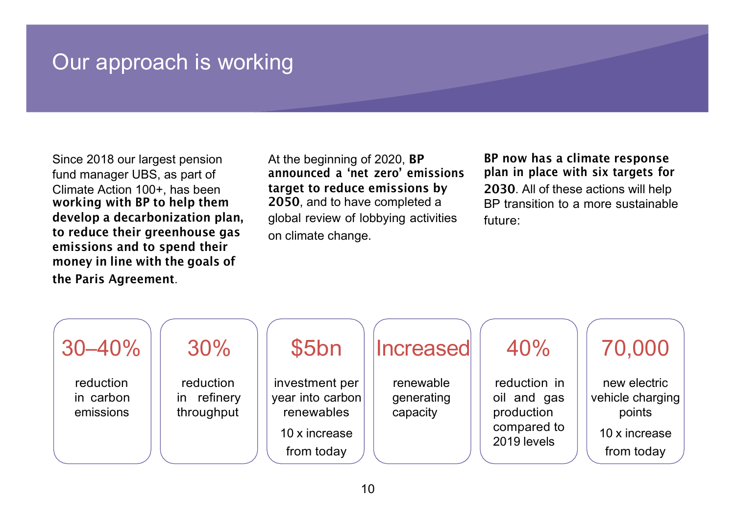# Our approach is working

Since 2018 our largest pension fund manager UBS, as part of Climate Action 100+, has been **working with BP to help them develop a decarbonization plan, to reduce their greenhouse gas emissions and to spend their money in line with the goals of the Paris Agreement**.

At the beginning of 2020, **BP announced a 'net zero' emissions target to reduce emissions by 2050**, and to have completed a global review of lobbying activities on climate change.

**BP now has a climate response plan in place with six targets for 2030**. All of these actions will help BP transition to a more sustainable future:

- **30–40%** reduction in carbon emissions
- **30%** reduction in refinery throughput
- **$5bn** investment per year into carbon renewables. 10 x increase from today
- **Increased** renewable generating capacity
- **40%** reduction in oil and gas production compared to 2019 levels
- **70,000** new electric vehicle charging points. 10 x increase from today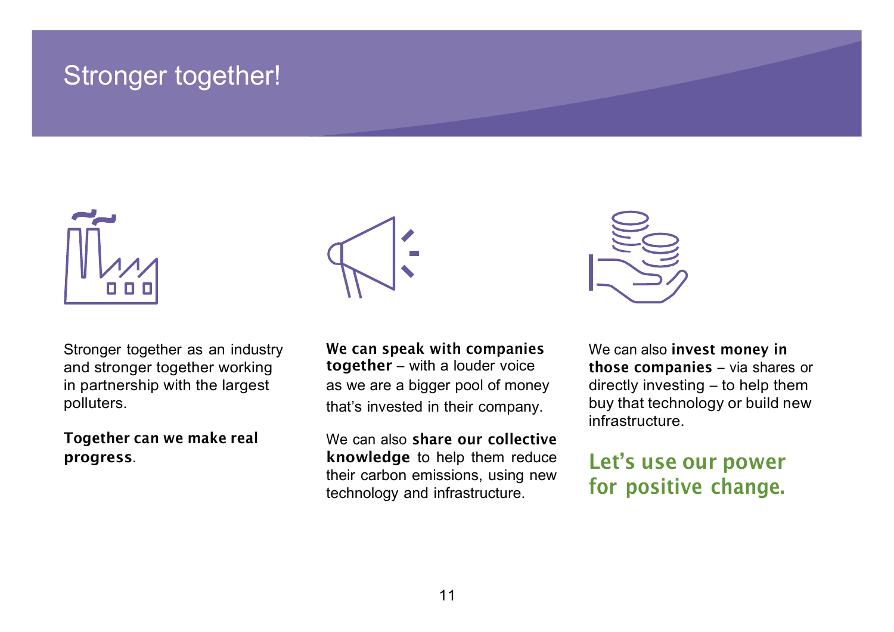# Stronger together!

Stronger together as an industry and stronger together working in partnership with the largest polluters.

**Together can we make real progress**.

**We can speak with companies together** – with a louder voice as we are a bigger pool of money that's invested in their company.

We can also **share our collective knowledge** to help them reduce their carbon emissions, using new technology and infrastructure.

We can also **invest money in those companies** – via shares or directly investing – to help them buy that technology or build new infrastructure.

**Let's use our power for positive change.**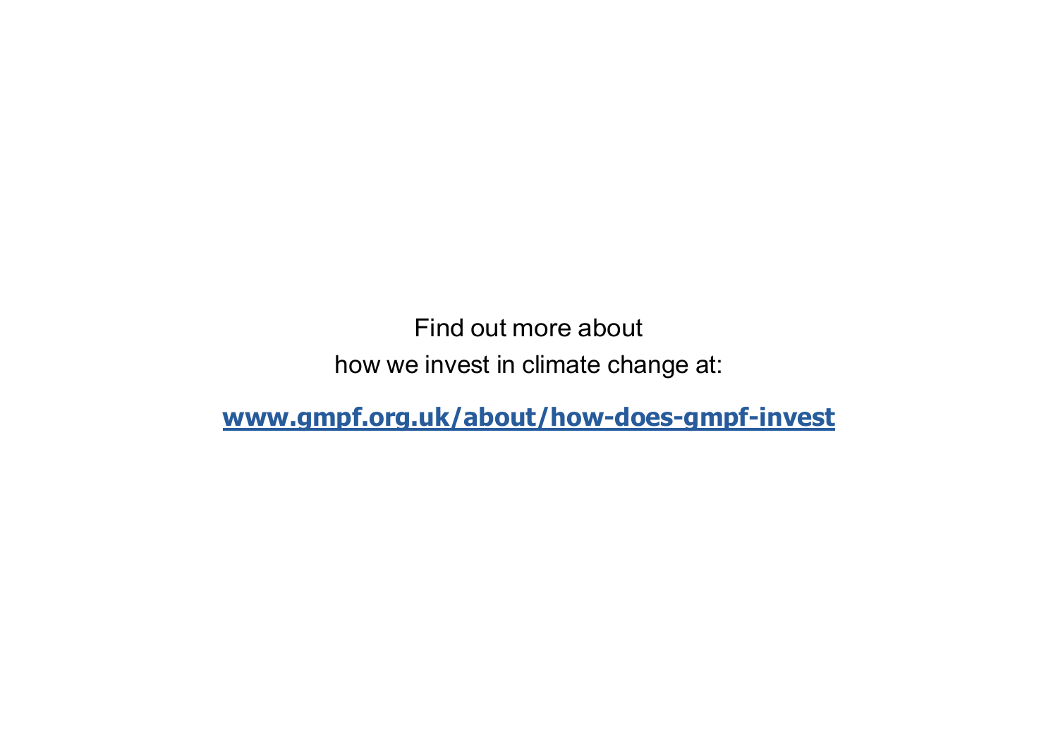Find out more about
how we invest in climate change at:

**[www.gmpf.org.uk/about/how-does-gmpf-invest](http://www.gmpf.org.uk/about/how-does-gmpf-invest)**